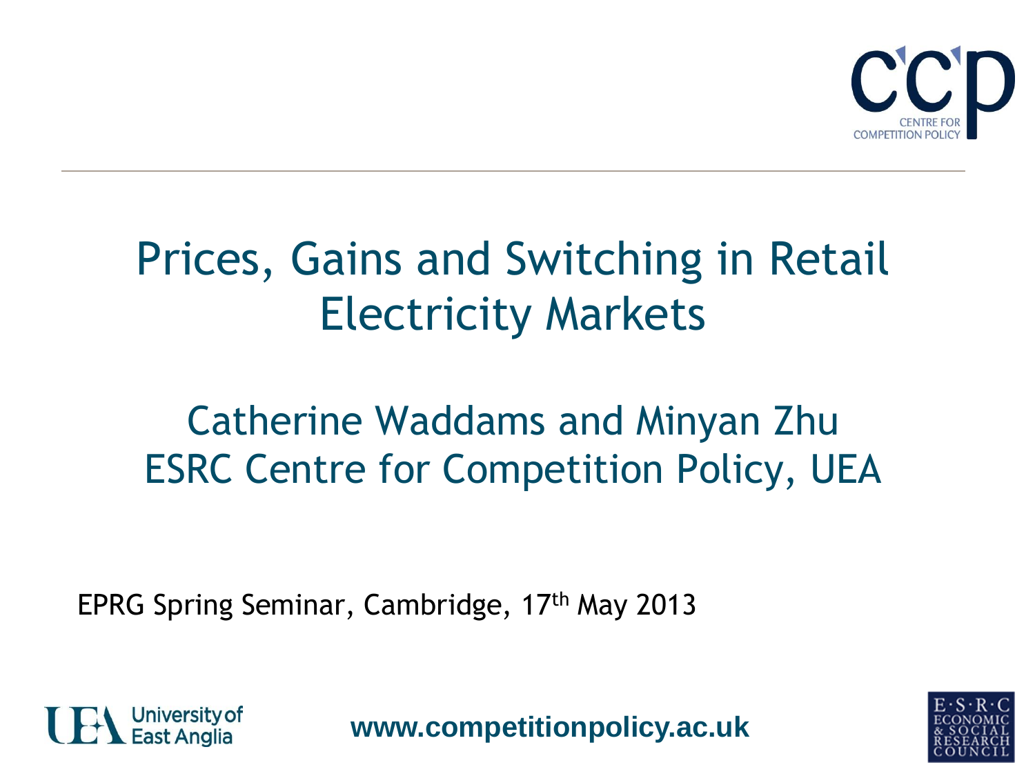# Prices, Gains and Switching in Retail Electricity Markets

## Catherine Waddams and Minyan Zhu
## ESRC Centre for Competition Policy, UEA

EPRG Spring Seminar, Cambridge, 17th May 2013

**www.competitionpolicy.ac.uk**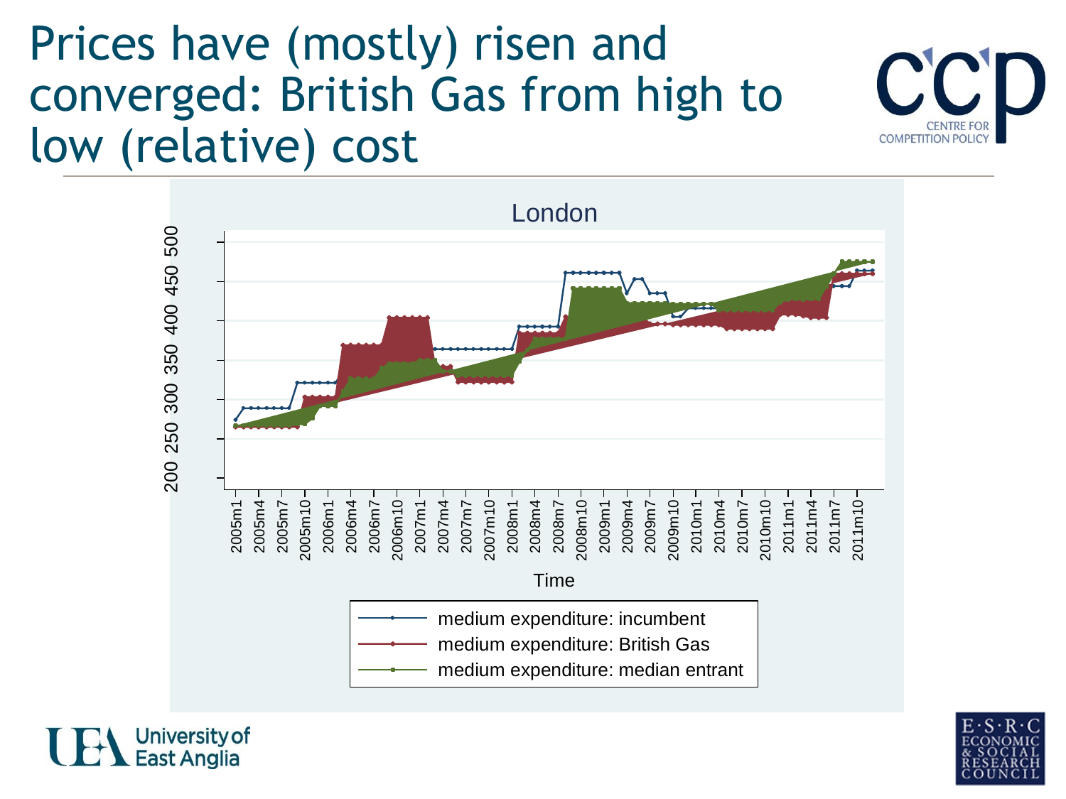# Prices have (mostly) risen and converged: British Gas from high to low (relative) cost

London

- medium expenditure: incumbent
- medium expenditure: British Gas
- medium expenditure: median entrant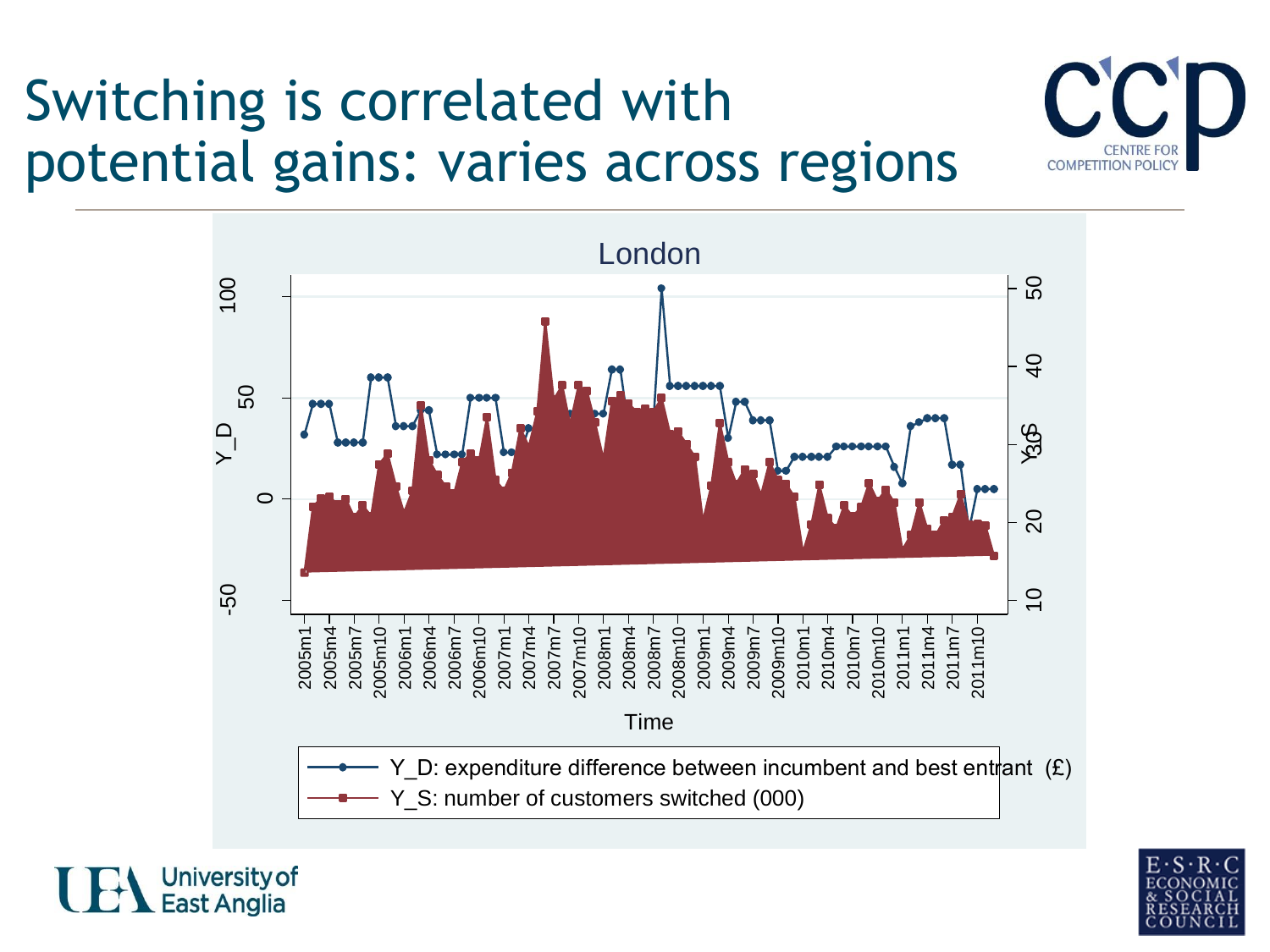# Switching is correlated with potential gains: varies across regions

London

Y_D

Y_S

Time

Y_D: expenditure difference between incumbent and best entrant (£)

Y_S: number of customers switched (000)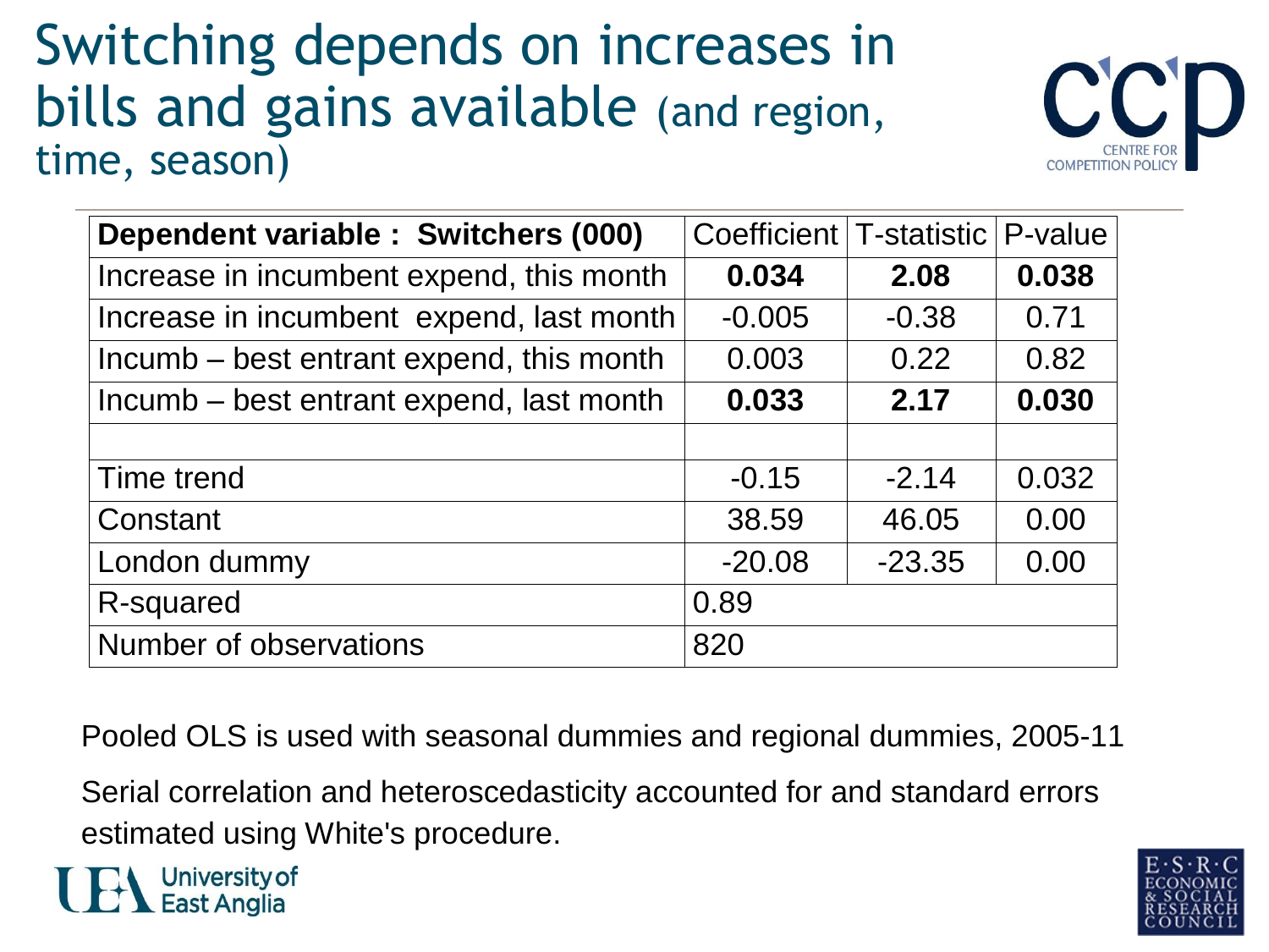# Switching depends on increases in bills and gains available (and region, time, season)

| **Dependent variable : Switchers (000)** | Coefficient | T-statistic | P-value |
|---|---|---|---|
| Increase in incumbent expend, this month | **0.034** | **2.08** | **0.038** |
| Increase in incumbent expend, last month | -0.005 | -0.38 | 0.71 |
| Incumb – best entrant expend, this month | 0.003 | 0.22 | 0.82 |
| Incumb – best entrant expend, last month | **0.033** | **2.17** | **0.030** |
| | | | |
| Time trend | -0.15 | -2.14 | 0.032 |
| Constant | 38.59 | 46.05 | 0.00 |
| London dummy | -20.08 | -23.35 | 0.00 |
| R-squared | 0.89 | | |
| Number of observations | 820 | | |

Pooled OLS is used with seasonal dummies and regional dummies, 2005-11

Serial correlation and heteroscedasticity accounted for and standard errors estimated using White's procedure.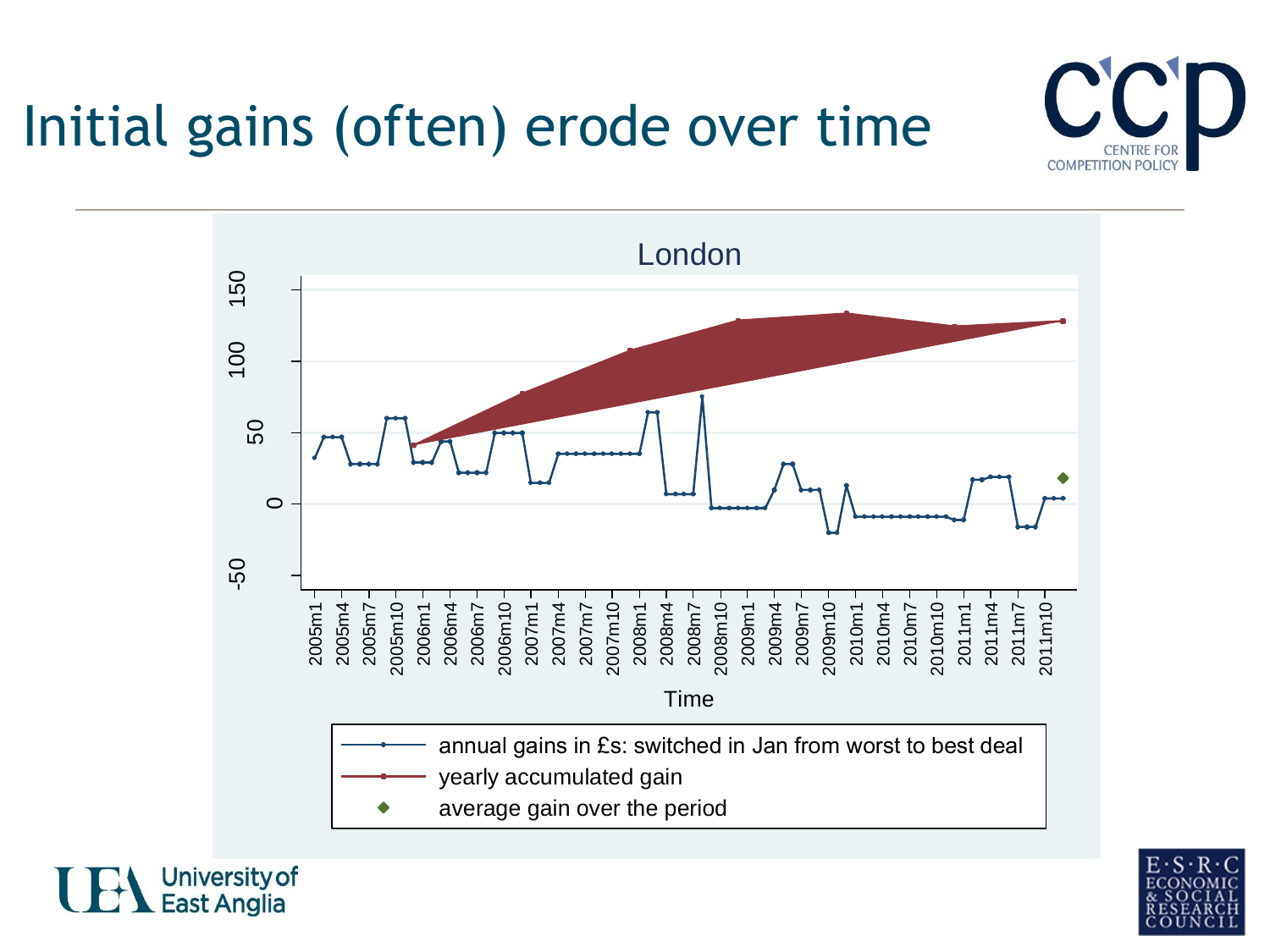# Initial gains (often) erode over time

London

- annual gains in £s: switched in Jan from worst to best deal
- yearly accumulated gain
- average gain over the period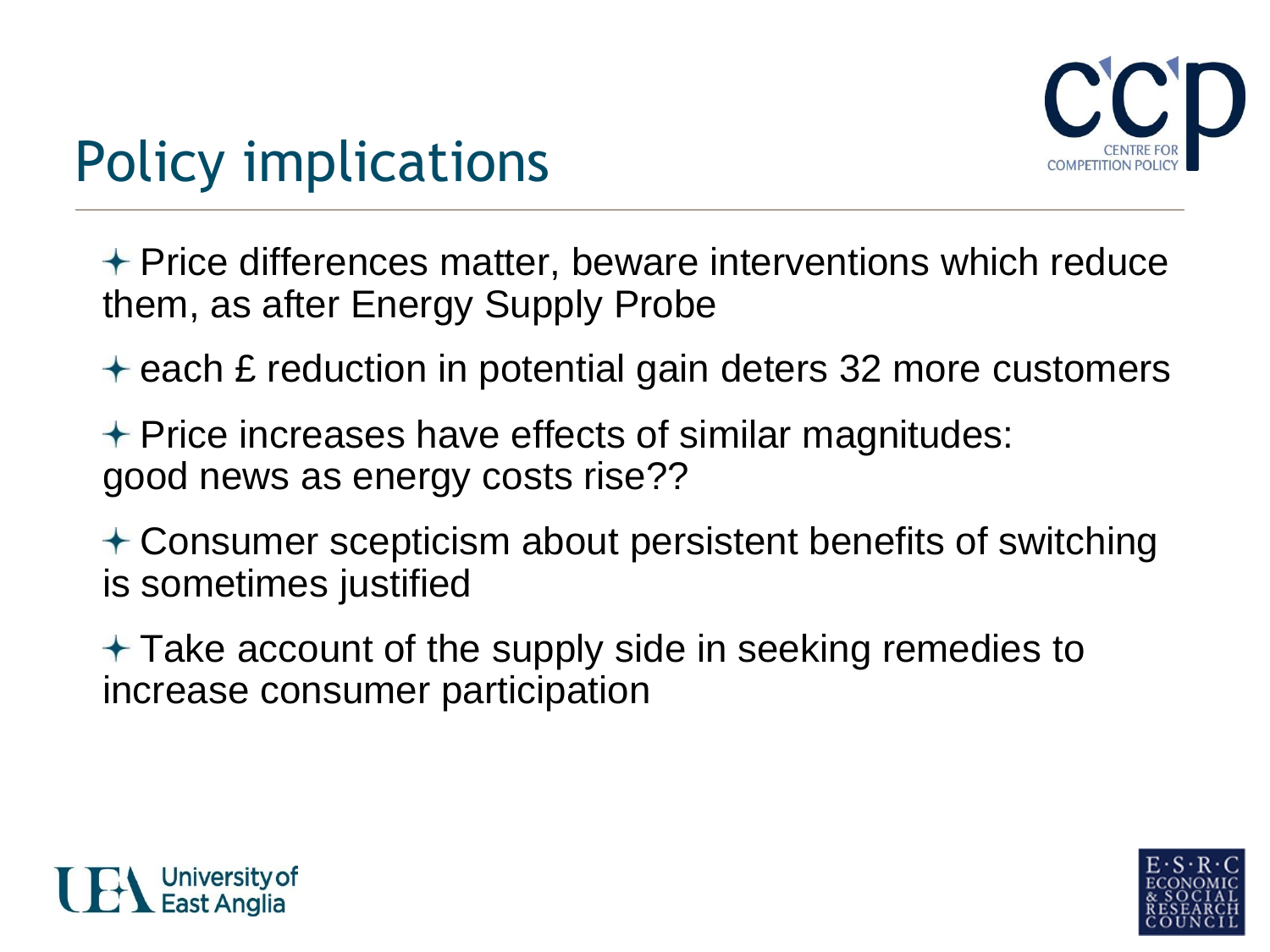# Policy implications

- Price differences matter, beware interventions which reduce them, as after Energy Supply Probe
- each £ reduction in potential gain deters 32 more customers
- Price increases have effects of similar magnitudes: good news as energy costs rise??
- Consumer scepticism about persistent benefits of switching is sometimes justified
- Take account of the supply side in seeking remedies to increase consumer participation